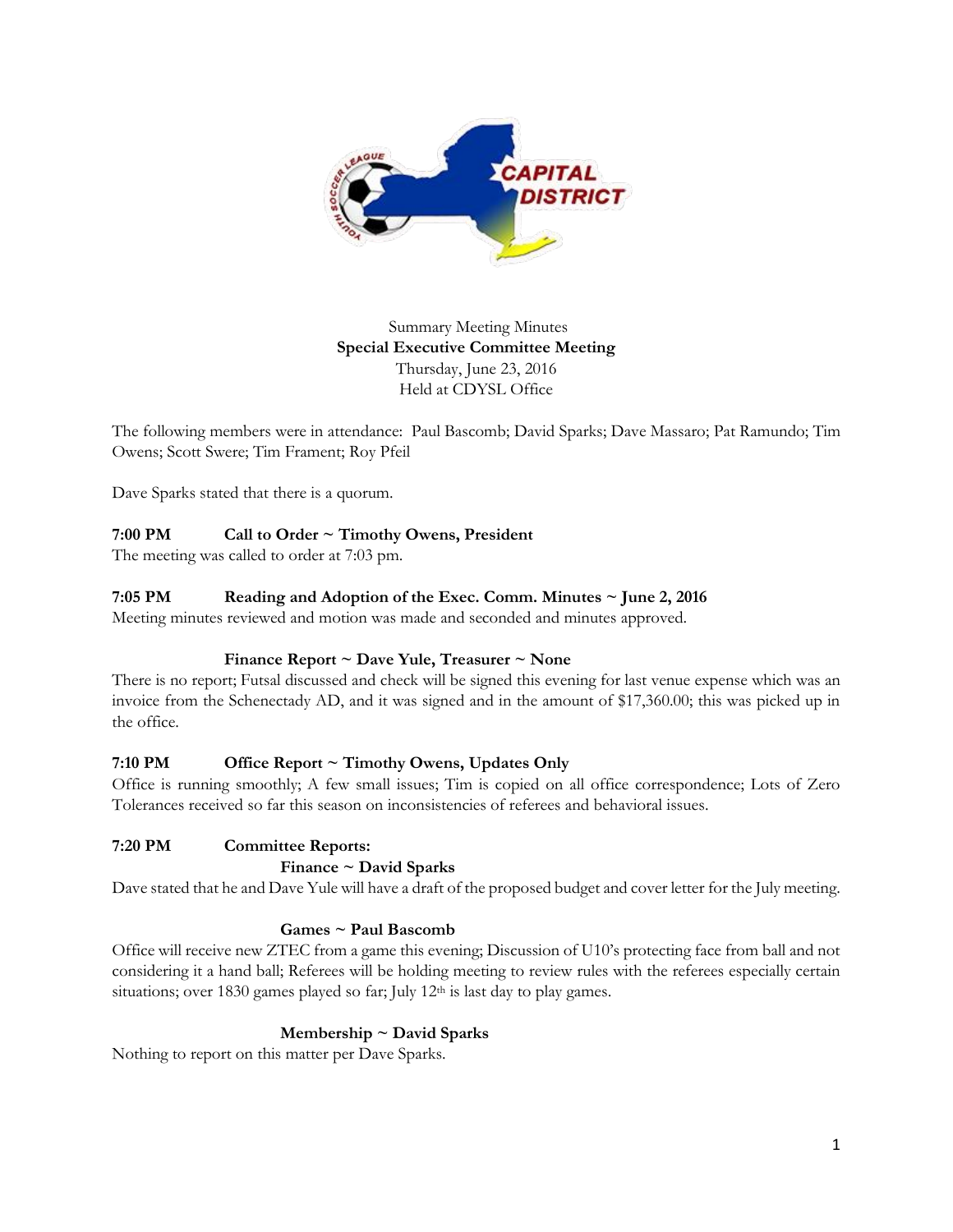Summary Meeting Minutes
**Special Executive Committee Meeting**
Thursday, June 23, 2016
Held at CDYSL Office

The following members were in attendance: Paul Bascomb; David Sparks; Dave Massaro; Pat Ramundo; Tim Owens; Scott Swere; Tim Frament; Roy Pfeil

Dave Sparks stated that there is a quorum.

**7:00 PM Call to Order ~ Timothy Owens, President**
The meeting was called to order at 7:03 pm.

**7:05 PM Reading and Adoption of the Exec. Comm. Minutes ~ June 2, 2016**
Meeting minutes reviewed and motion was made and seconded and minutes approved.

**Finance Report ~ Dave Yule, Treasurer ~ None**
There is no report; Futsal discussed and check will be signed this evening for last venue expense which was an invoice from the Schenectady AD, and it was signed and in the amount of $17,360.00; this was picked up in the office.

**7:10 PM Office Report ~ Timothy Owens, Updates Only**
Office is running smoothly; A few small issues; Tim is copied on all office correspondence; Lots of Zero Tolerances received so far this season on inconsistencies of referees and behavioral issues.

**7:20 PM Committee Reports:**

**Finance ~ David Sparks**
Dave stated that he and Dave Yule will have a draft of the proposed budget and cover letter for the July meeting.

**Games ~ Paul Bascomb**
Office will receive new ZTEC from a game this evening; Discussion of U10's protecting face from ball and not considering it a hand ball; Referees will be holding meeting to review rules with the referees especially certain situations; over 1830 games played so far; July 12th is last day to play games.

**Membership ~ David Sparks**
Nothing to report on this matter per Dave Sparks.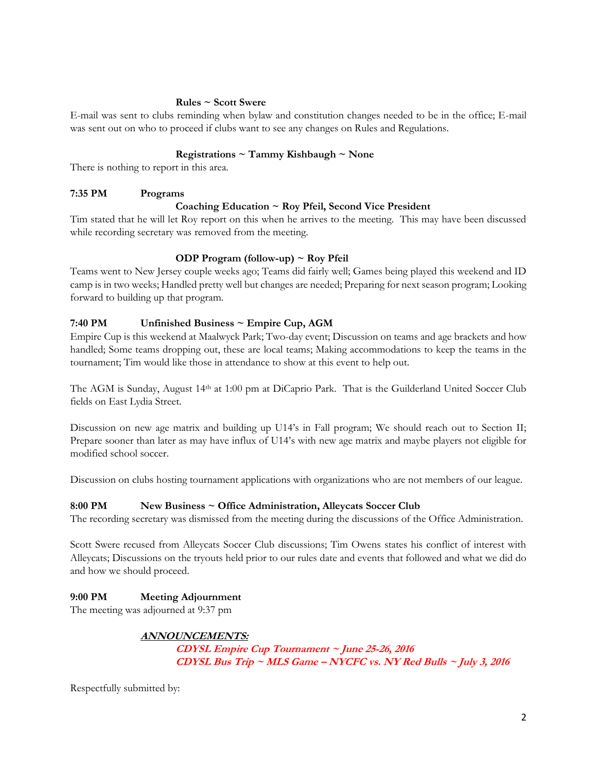**Rules ~ Scott Swere**

E-mail was sent to clubs reminding when bylaw and constitution changes needed to be in the office; E-mail was sent out on who to proceed if clubs want to see any changes on Rules and Regulations.

**Registrations ~ Tammy Kishbaugh ~ None**

There is nothing to report in this area.

**7:35 PM Programs**

**Coaching Education ~ Roy Pfeil, Second Vice President**

Tim stated that he will let Roy report on this when he arrives to the meeting. This may have been discussed while recording secretary was removed from the meeting.

**ODP Program (follow-up) ~ Roy Pfeil**

Teams went to New Jersey couple weeks ago; Teams did fairly well; Games being played this weekend and ID camp is in two weeks; Handled pretty well but changes are needed; Preparing for next season program; Looking forward to building up that program.

**7:40 PM Unfinished Business ~ Empire Cup, AGM**

Empire Cup is this weekend at Maalwyck Park; Two-day event; Discussion on teams and age brackets and how handled; Some teams dropping out, these are local teams; Making accommodations to keep the teams in the tournament; Tim would like those in attendance to show at this event to help out.

The AGM is Sunday, August 14th at 1:00 pm at DiCaprio Park. That is the Guilderland United Soccer Club fields on East Lydia Street.

Discussion on new age matrix and building up U14's in Fall program; We should reach out to Section II; Prepare sooner than later as may have influx of U14's with new age matrix and maybe players not eligible for modified school soccer.

Discussion on clubs hosting tournament applications with organizations who are not members of our league.

**8:00 PM New Business ~ Office Administration, Alleycats Soccer Club**

The recording secretary was dismissed from the meeting during the discussions of the Office Administration.

Scott Swere recused from Alleycats Soccer Club discussions; Tim Owens states his conflict of interest with Alleycats; Discussions on the tryouts held prior to our rules date and events that followed and what we did do and how we should proceed.

**9:00 PM Meeting Adjournment**

The meeting was adjourned at 9:37 pm

***ANNOUNCEMENTS:***

***CDYSL Empire Cup Tournament ~ June 25-26, 2016***

***CDYSL Bus Trip ~ MLS Game – NYCFC vs. NY Red Bulls ~ July 3, 2016***

Respectfully submitted by: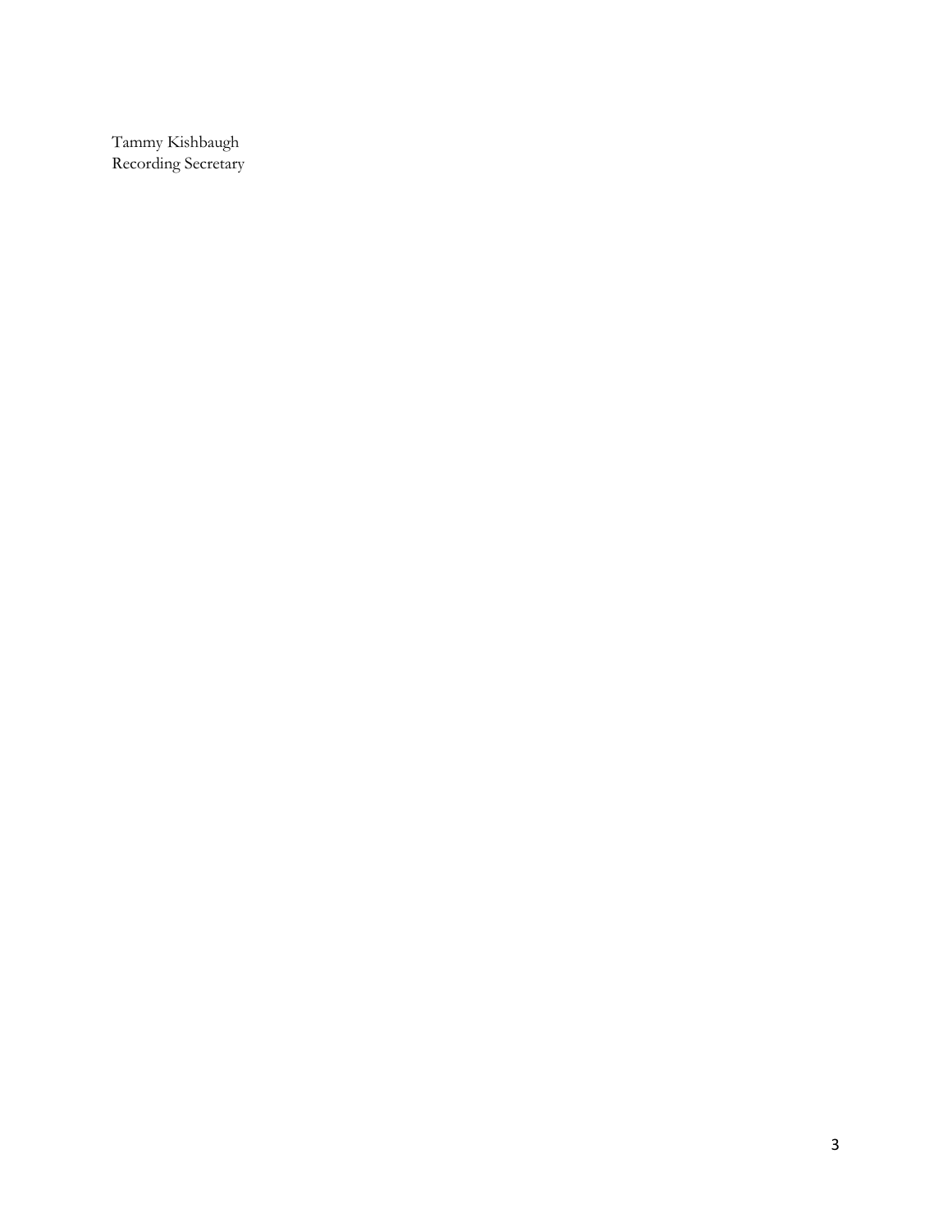Tammy Kishbaugh
Recording Secretary